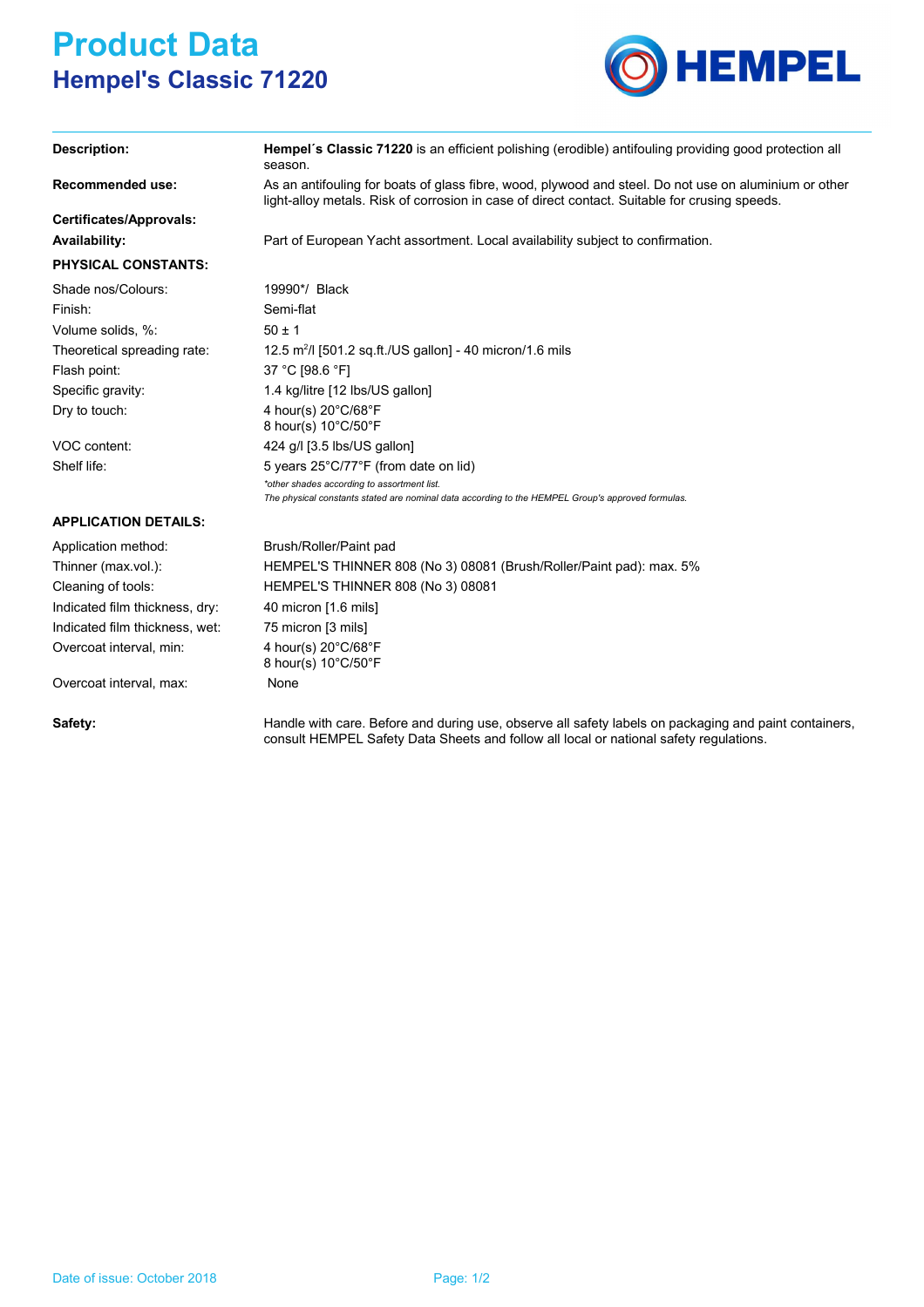# Product Data

## Hempel's Classic 71220

| | |
|---|---|
| **Description:** | **Hempel´s Classic 71220** is an efficient polishing (erodible) antifouling providing good protection all season. |
| **Recommended use:** | As an antifouling for boats of glass fibre, wood, plywood and steel. Do not use on aluminium or other light-alloy metals. Risk of corrosion in case of direct contact. Suitable for crusing speeds. |
| **Certificates/Approvals:** | |
| **Availability:** | Part of European Yacht assortment. Local availability subject to confirmation. |

### PHYSICAL CONSTANTS:

| | |
|---|---|
| Shade nos/Colours: | 19990*/ Black |
| Finish: | Semi-flat |
| Volume solids, %: | 50 ± 1 |
| Theoretical spreading rate: | 12.5 $m^2/l$ [501.2 sq.ft./US gallon] - 40 micron/1.6 mils |
| Flash point: | 37 °C [98.6 °F] |
| Specific gravity: | 1.4 kg/litre [12 lbs/US gallon] |
| Dry to touch: | 4 hour(s) 20°C/68°F<br>8 hour(s) 10°C/50°F |
| VOC content: | 424 g/l [3.5 lbs/US gallon] |
| Shelf life: | 5 years 25°C/77°F (from date on lid) |

*\*other shades according to assortment list.*
*The physical constants stated are nominal data according to the HEMPEL Group's approved formulas.*

### APPLICATION DETAILS:

| | |
|---|---|
| Application method: | Brush/Roller/Paint pad |
| Thinner (max.vol.): | HEMPEL'S THINNER 808 (No 3) 08081 (Brush/Roller/Paint pad): max. 5% |
| Cleaning of tools: | HEMPEL'S THINNER 808 (No 3) 08081 |
| Indicated film thickness, dry: | 40 micron [1.6 mils] |
| Indicated film thickness, wet: | 75 micron [3 mils] |
| Overcoat interval, min: | 4 hour(s) 20°C/68°F<br>8 hour(s) 10°C/50°F |
| Overcoat interval, max: | None |

**Safety:** Handle with care. Before and during use, observe all safety labels on packaging and paint containers, consult HEMPEL Safety Data Sheets and follow all local or national safety regulations.

Date of issue: October 2018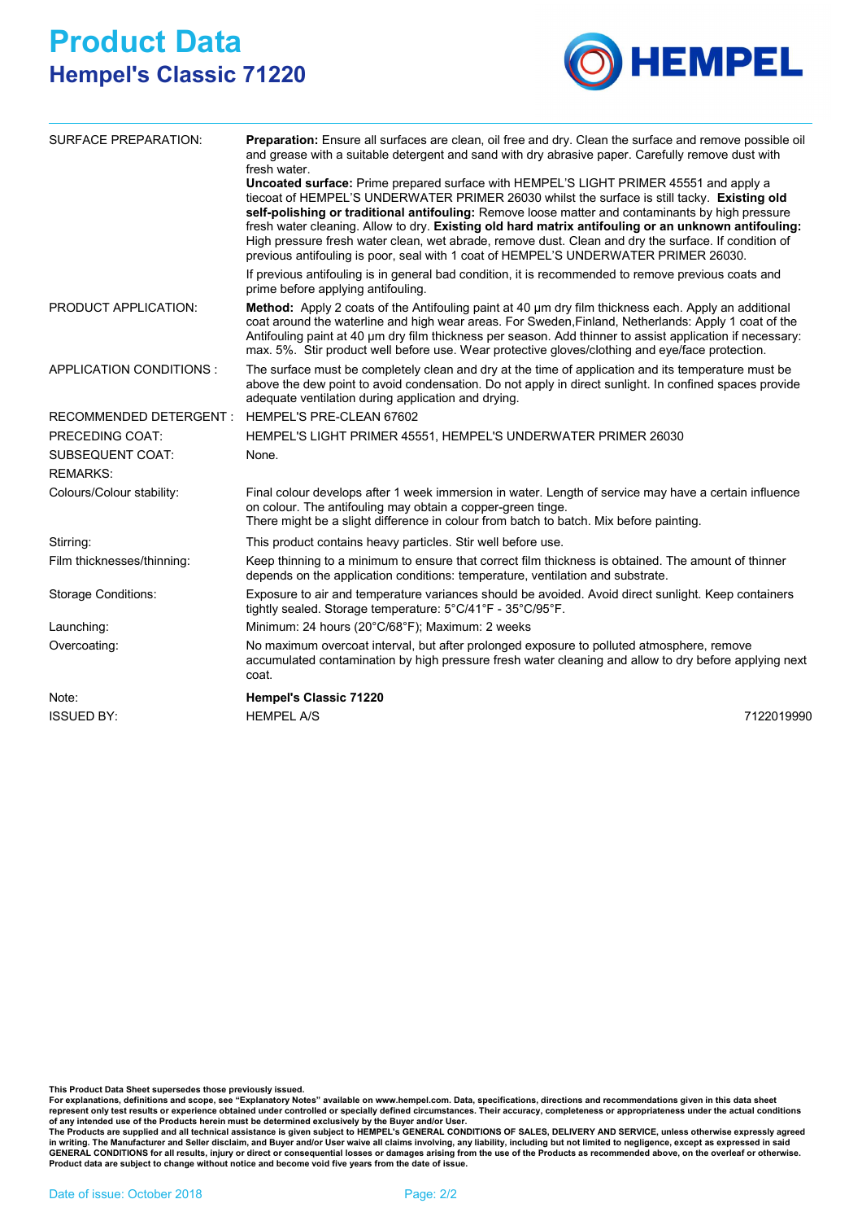# Product Data

## Hempel's Classic 71220

| | |
|---|---|
| SURFACE PREPARATION: | **Preparation:** Ensure all surfaces are clean, oil free and dry. Clean the surface and remove possible oil and grease with a suitable detergent and sand with dry abrasive paper. Carefully remove dust with fresh water. **Uncoated surface:** Prime prepared surface with HEMPEL'S LIGHT PRIMER 45551 and apply a tiecoat of HEMPEL'S UNDERWATER PRIMER 26030 whilst the surface is still tacky. **Existing old self-polishing or traditional antifouling:** Remove loose matter and contaminants by high pressure fresh water cleaning. Allow to dry. **Existing old hard matrix antifouling or an unknown antifouling:** High pressure fresh water clean, wet abrade, remove dust. Clean and dry the surface. If condition of previous antifouling is poor, seal with 1 coat of HEMPEL'S UNDERWATER PRIMER 26030. If previous antifouling is in general bad condition, it is recommended to remove previous coats and prime before applying antifouling. |
| PRODUCT APPLICATION: | **Method:** Apply 2 coats of the Antifouling paint at 40 µm dry film thickness each. Apply an additional coat around the waterline and high wear areas. For Sweden,Finland, Netherlands: Apply 1 coat of the Antifouling paint at 40 µm dry film thickness per season. Add thinner to assist application if necessary: max. 5%. Stir product well before use. Wear protective gloves/clothing and eye/face protection. |
| APPLICATION CONDITIONS : | The surface must be completely clean and dry at the time of application and its temperature must be above the dew point to avoid condensation. Do not apply in direct sunlight. In confined spaces provide adequate ventilation during application and drying. |
| RECOMMENDED DETERGENT : | HEMPEL'S PRE-CLEAN 67602 |
| PRECEDING COAT: | HEMPEL'S LIGHT PRIMER 45551, HEMPEL'S UNDERWATER PRIMER 26030 |
| SUBSEQUENT COAT: | None. |
| REMARKS: | |
| Colours/Colour stability: | Final colour develops after 1 week immersion in water. Length of service may have a certain influence on colour. The antifouling may obtain a copper-green tinge. There might be a slight difference in colour from batch to batch. Mix before painting. |
| Stirring: | This product contains heavy particles. Stir well before use. |
| Film thicknesses/thinning: | Keep thinning to a minimum to ensure that correct film thickness is obtained. The amount of thinner depends on the application conditions: temperature, ventilation and substrate. |
| Storage Conditions: | Exposure to air and temperature variances should be avoided. Avoid direct sunlight. Keep containers tightly sealed. Storage temperature: 5°C/41°F - 35°C/95°F. |
| Launching: | Minimum: 24 hours (20°C/68°F); Maximum: 2 weeks |
| Overcoating: | No maximum overcoat interval, but after prolonged exposure to polluted atmosphere, remove accumulated contamination by high pressure fresh water cleaning and allow to dry before applying next coat. |
| Note: | **Hempel's Classic 71220** |
| ISSUED BY: | HEMPEL A/S 7122019990 |

**This Product Data Sheet supersedes those previously issued.**
**For explanations, definitions and scope, see "Explanatory Notes" available on www.hempel.com. Data, specifications, directions and recommendations given in this data sheet represent only test results or experience obtained under controlled or specially defined circumstances. Their accuracy, completeness or appropriateness under the actual conditions of any intended use of the Products herein must be determined exclusively by the Buyer and/or User.**
**The Products are supplied and all technical assistance is given subject to HEMPEL's GENERAL CONDITIONS OF SALES, DELIVERY AND SERVICE, unless otherwise expressly agreed in writing. The Manufacturer and Seller disclaim, and Buyer and/or User waive all claims involving, any liability, including but not limited to negligence, except as expressed in said GENERAL CONDITIONS for all results, injury or direct or consequential losses or damages arising from the use of the Products as recommended above, on the overleaf or otherwise. Product data are subject to change without notice and become void five years from the date of issue.**

Date of issue: October 2018